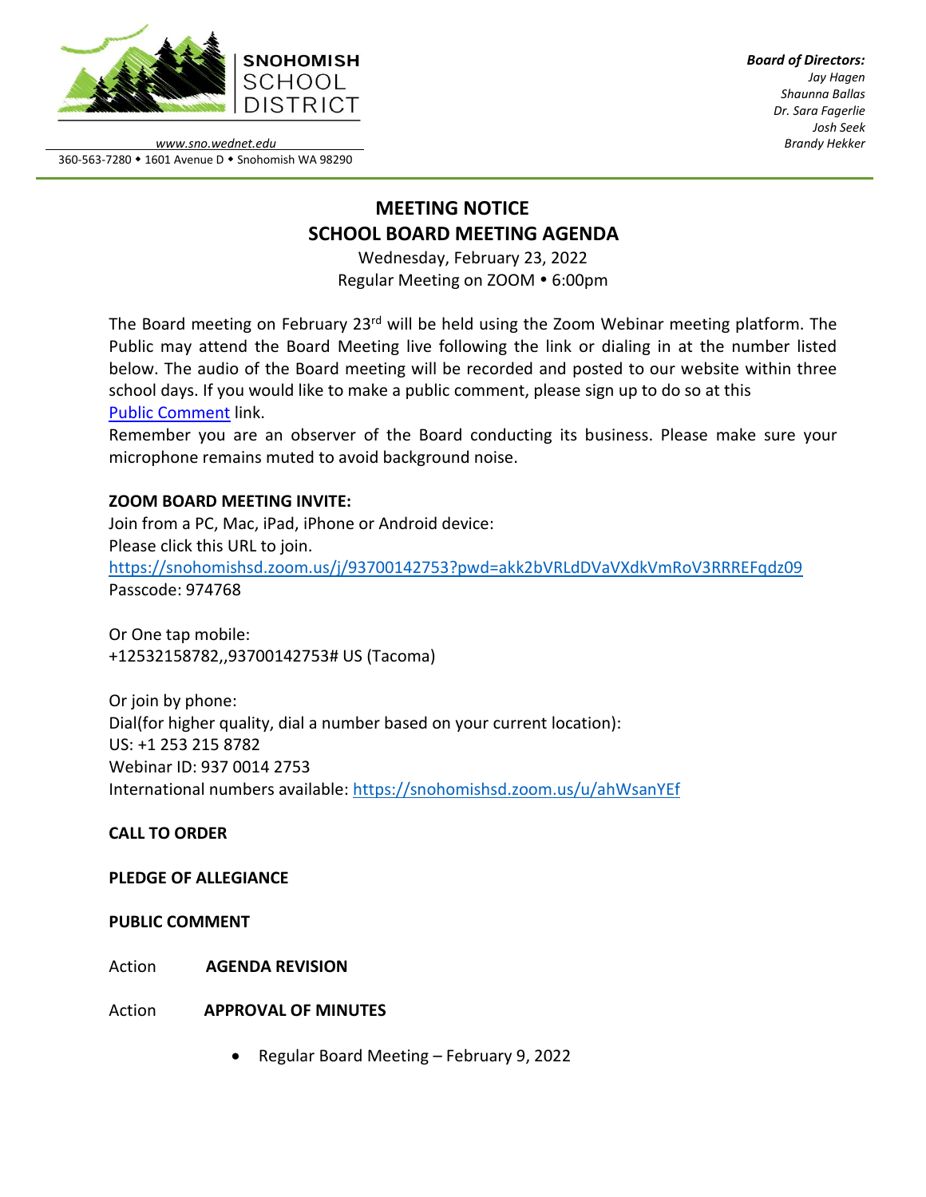**SNOHOMISH SCHOOL DISTRICT**

www.sno.wednet.edu

360-563-7280 • 1601 Avenue D • Snohomish WA 98290

***Board of Directors:***
*Jay Hagen*
*Shaunna Ballas*
*Dr. Sara Fagerlie*
*Josh Seek*
*Brandy Hekker*

# MEETING NOTICE
# SCHOOL BOARD MEETING AGENDA

Wednesday, February 23, 2022
Regular Meeting on ZOOM • 6:00pm

The Board meeting on February 23rd will be held using the Zoom Webinar meeting platform. The Public may attend the Board Meeting live following the link or dialing in at the number listed below. The audio of the Board meeting will be recorded and posted to our website within three school days. If you would like to make a public comment, please sign up to do so at this Public Comment link.
Remember you are an observer of the Board conducting its business. Please make sure your microphone remains muted to avoid background noise.

**ZOOM BOARD MEETING INVITE:**
Join from a PC, Mac, iPad, iPhone or Android device:
Please click this URL to join.
https://snohomishsd.zoom.us/j/93700142753?pwd=akk2bVRLdDVaVXdkVmRoV3RRREFqdz09
Passcode: 974768

Or One tap mobile:
+12532158782,,93700142753# US (Tacoma)

Or join by phone:
Dial(for higher quality, dial a number based on your current location):
US: +1 253 215 8782
Webinar ID: 937 0014 2753
International numbers available: https://snohomishsd.zoom.us/u/ahWsanYEf

**CALL TO ORDER**

**PLEDGE OF ALLEGIANCE**

**PUBLIC COMMENT**

Action **AGENDA REVISION**

Action **APPROVAL OF MINUTES**

- Regular Board Meeting – February 9, 2022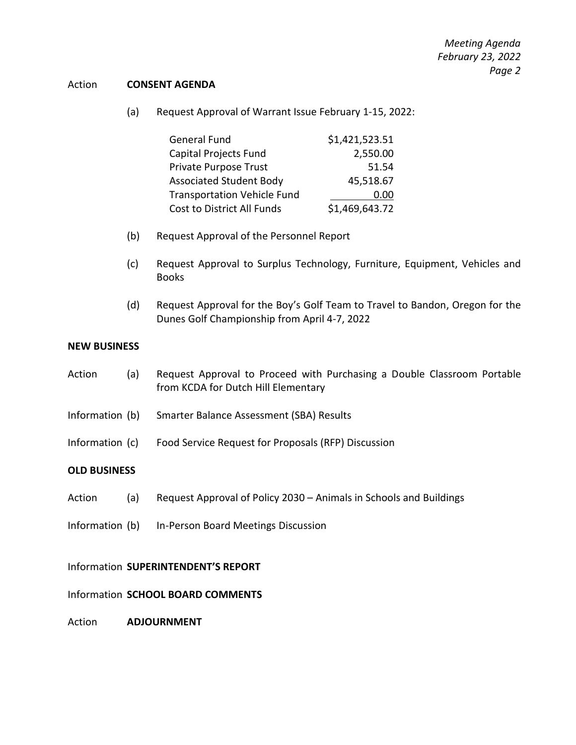Action **CONSENT AGENDA**

(a) Request Approval of Warrant Issue February 1-15, 2022:

| | |
|---|---:|
| General Fund | $1,421,523.51 |
| Capital Projects Fund | 2,550.00 |
| Private Purpose Trust | 51.54 |
| Associated Student Body | 45,518.67 |
| Transportation Vehicle Fund | 0.00 |
| Cost to District All Funds | $1,469,643.72 |

(b) Request Approval of the Personnel Report

(c) Request Approval to Surplus Technology, Furniture, Equipment, Vehicles and Books

(d) Request Approval for the Boy's Golf Team to Travel to Bandon, Oregon for the Dunes Golf Championship from April 4-7, 2022

**NEW BUSINESS**

Action (a) Request Approval to Proceed with Purchasing a Double Classroom Portable from KCDA for Dutch Hill Elementary

Information (b) Smarter Balance Assessment (SBA) Results

Information (c) Food Service Request for Proposals (RFP) Discussion

**OLD BUSINESS**

Action (a) Request Approval of Policy 2030 – Animals in Schools and Buildings

Information (b) In-Person Board Meetings Discussion

Information **SUPERINTENDENT'S REPORT**

Information **SCHOOL BOARD COMMENTS**

Action **ADJOURNMENT**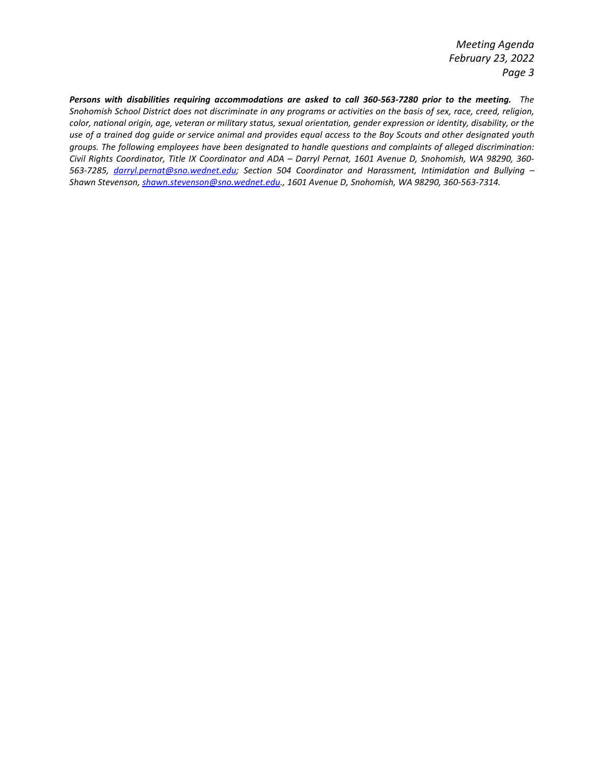***Persons with disabilities requiring accommodations are asked to call 360-563-7280 prior to the meeting.*** *The Snohomish School District does not discriminate in any programs or activities on the basis of sex, race, creed, religion, color, national origin, age, veteran or military status, sexual orientation, gender expression or identity, disability, or the use of a trained dog guide or service animal and provides equal access to the Boy Scouts and other designated youth groups. The following employees have been designated to handle questions and complaints of alleged discrimination: Civil Rights Coordinator, Title IX Coordinator and ADA – Darryl Pernat, 1601 Avenue D, Snohomish, WA 98290, 360-563-7285, [darryl.pernat@sno.wednet.edu](mailto:darryl.pernat@sno.wednet.edu); Section 504 Coordinator and Harassment, Intimidation and Bullying – Shawn Stevenson, [shawn.stevenson@sno.wednet.edu](mailto:shawn.stevenson@sno.wednet.edu)., 1601 Avenue D, Snohomish, WA 98290, 360-563-7314.*